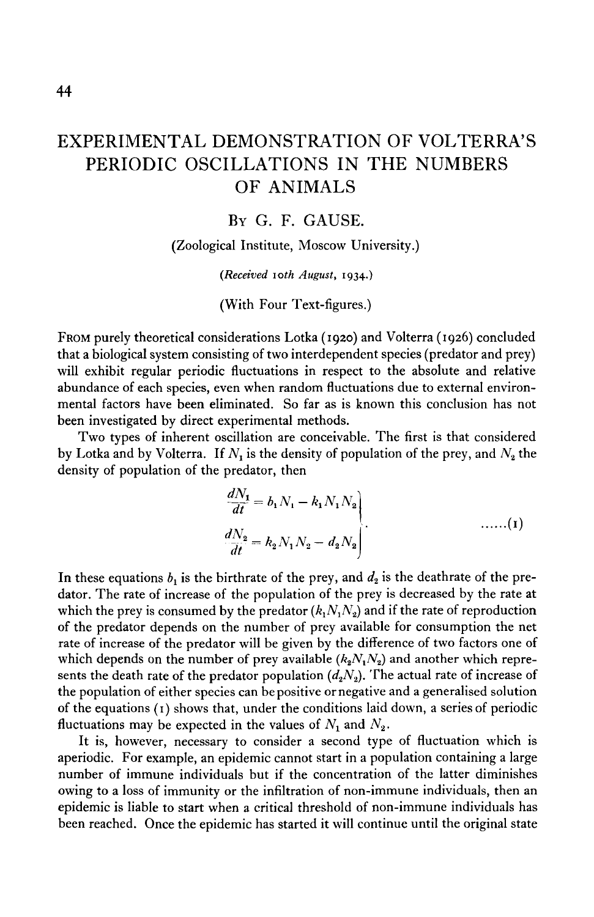# EXPERIMENTAL DEMONSTRATION OF VOLTERRA'S PERIODIC OSCILLATIONS IN THE NUMBERS OF ANIMALS

By G. F. GAUSE.

(Zoological Institute, Moscow University.)

*(Received 10th August, 1934.)*

(With Four Text-figures.)

From purely theoretical considerations Lotka (1920) and Volterra (1926) concluded that a biological system consisting of two interdependent species (predator and prey) will exhibit regular periodic fluctuations in respect to the absolute and relative abundance of each species, even when random fluctuations due to external environmental factors have been eliminated. So far as is known this conclusion has not been investigated by direct experimental methods.

Two types of inherent oscillation are conceivable. The first is that considered by Lotka and by Volterra. If $N_1$ is the density of population of the prey, and $N_2$ the density of population of the predator, then

$$\left.\begin{aligned}\frac{dN_1}{dt} &= b_1 N_1 - k_1 N_1 N_2 \\ \frac{dN_2}{dt} &= k_2 N_1 N_2 - d_2 N_2\end{aligned}\right\} \qquad \text{......(1)}$$

In these equations $b_1$ is the birthrate of the prey, and $d_2$ is the deathrate of the predator. The rate of increase of the population of the prey is decreased by the rate at which the prey is consumed by the predator ($k_1 N_1 N_2$) and if the rate of reproduction of the predator depends on the number of prey available for consumption the net rate of increase of the predator will be given by the difference of two factors one of which depends on the number of prey available ($k_2 N_1 N_2$) and another which represents the death rate of the predator population ($d_2 N_2$). The actual rate of increase of the population of either species can be positive or negative and a generalised solution of the equations (1) shows that, under the conditions laid down, a series of periodic fluctuations may be expected in the values of $N_1$ and $N_2$.

It is, however, necessary to consider a second type of fluctuation which is aperiodic. For example, an epidemic cannot start in a population containing a large number of immune individuals but if the concentration of the latter diminishes owing to a loss of immunity or the infiltration of non-immune individuals, then an epidemic is liable to start when a critical threshold of non-immune individuals has been reached. Once the epidemic has started it will continue until the original state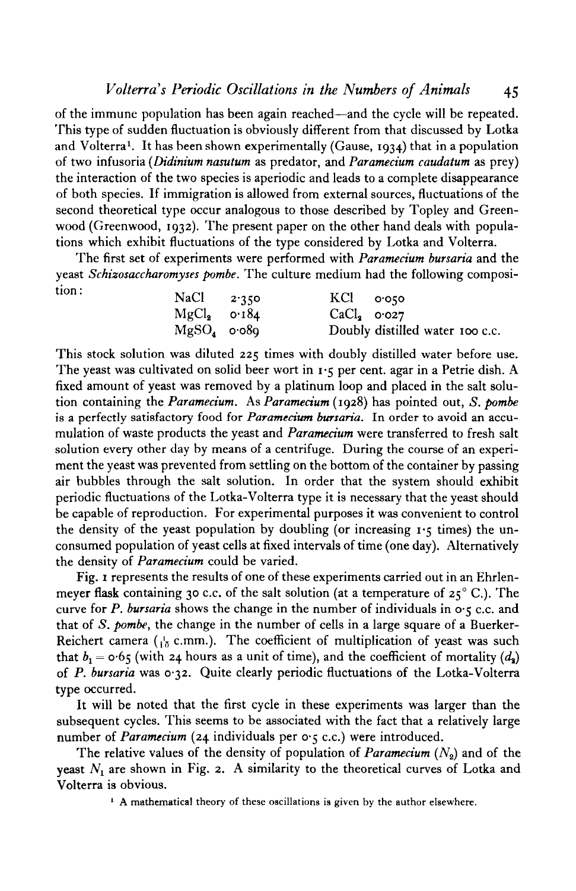of the immune population has been again reached—and the cycle will be repeated. This type of sudden fluctuation is obviously different from that discussed by Lotka and Volterra[1]. It has been shown experimentally (Gause, 1934) that in a population of two infusoria (*Didinium nasutum* as predator, and *Paramecium caudatum* as prey) the interaction of the two species is aperiodic and leads to a complete disappearance of both species. If immigration is allowed from external sources, fluctuations of the second theoretical type occur analogous to those described by Topley and Greenwood (Greenwood, 1932). The present paper on the other hand deals with populations which exhibit fluctuations of the type considered by Lotka and Volterra.

The first set of experiments were performed with *Paramecium bursaria* and the yeast *Schizosaccharomyses pombe*. The culture medium had the following composition:

| | | | |
|---|---|---|---|
| $NaCl$ | 2·350 | $KCl$ | 0·050 |
| $MgCl_2$ | 0·184 | $CaCl_2$ | 0·027 |
| $MgSO_4$ | 0·089 | Doubly distilled water 100 c.c. | |

This stock solution was diluted 225 times with doubly distilled water before use. The yeast was cultivated on solid beer wort in 1·5 per cent. agar in a Petrie dish. A fixed amount of yeast was removed by a platinum loop and placed in the salt solution containing the *Paramecium*. As *Paramecium* (1928) has pointed out, *S. pombe* is a perfectly satisfactory food for *Paramecium bursaria*. In order to avoid an accumulation of waste products the yeast and *Paramecium* were transferred to fresh salt solution every other day by means of a centrifuge. During the course of an experiment the yeast was prevented from settling on the bottom of the container by passing air bubbles through the salt solution. In order that the system should exhibit periodic fluctuations of the Lotka-Volterra type it is necessary that the yeast should be capable of reproduction. For experimental purposes it was convenient to control the density of the yeast population by doubling (or increasing 1·5 times) the unconsumed population of yeast cells at fixed intervals of time (one day). Alternatively the density of *Paramecium* could be varied.

Fig. 1 represents the results of one of these experiments carried out in an Ehrlenmeyer flask containing 30 c.c. of the salt solution (at a temperature of 25° C.). The curve for *P. bursaria* shows the change in the number of individuals in 0·5 c.c. and that of *S. pombe*, the change in the number of cells in a large square of a Buerker-Reichert camera ($\frac{1}{10}$ c.mm.). The coefficient of multiplication of yeast was such that $b_1 = 0{\cdot}65$ (with 24 hours as a unit of time), and the coefficient of mortality ($d_2$) of *P. bursaria* was 0·32. Quite clearly periodic fluctuations of the Lotka-Volterra type occurred.

It will be noted that the first cycle in these experiments was larger than the subsequent cycles. This seems to be associated with the fact that a relatively large number of *Paramecium* (24 individuals per 0·5 c.c.) were introduced.

The relative values of the density of population of *Paramecium* ($N_2$) and of the yeast $N_1$ are shown in Fig. 2. A similarity to the theoretical curves of Lotka and Volterra is obvious.

[1] A mathematical theory of these oscillations is given by the author elsewhere.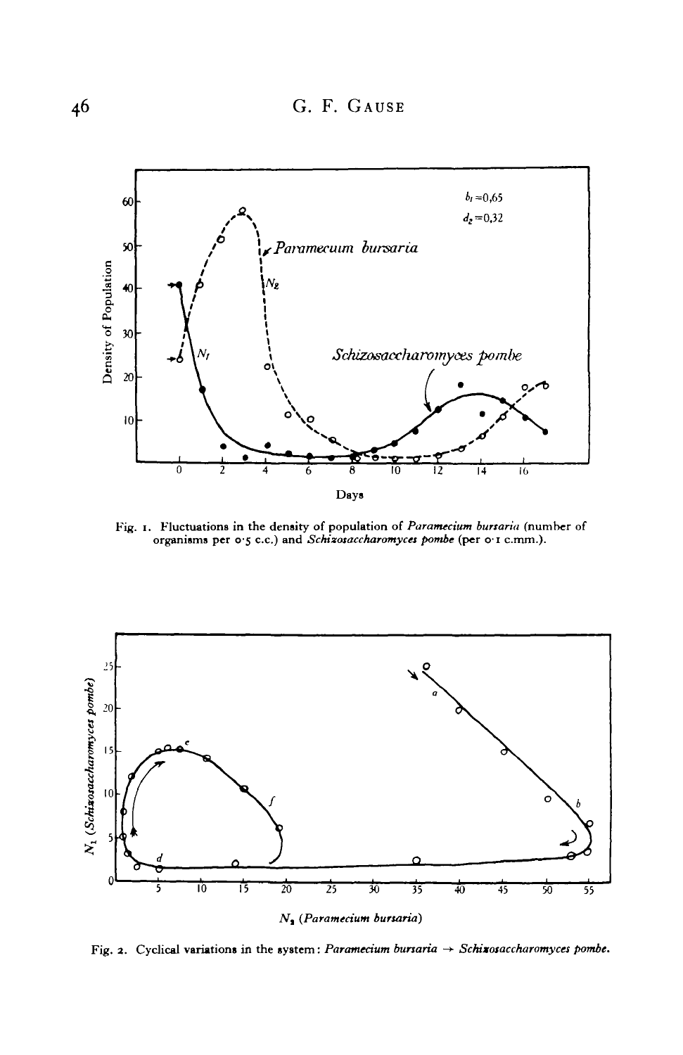Fig. 1. Fluctuations in the density of population of *Paramecium bursaria* (number of organisms per 0·5 c.c.) and *Schizosaccharomyces pombe* (per 0·1 c.mm.).

Fig. 2. Cyclical variations in the system: *Paramecium bursaria* → *Schizosaccharomyces pombe*.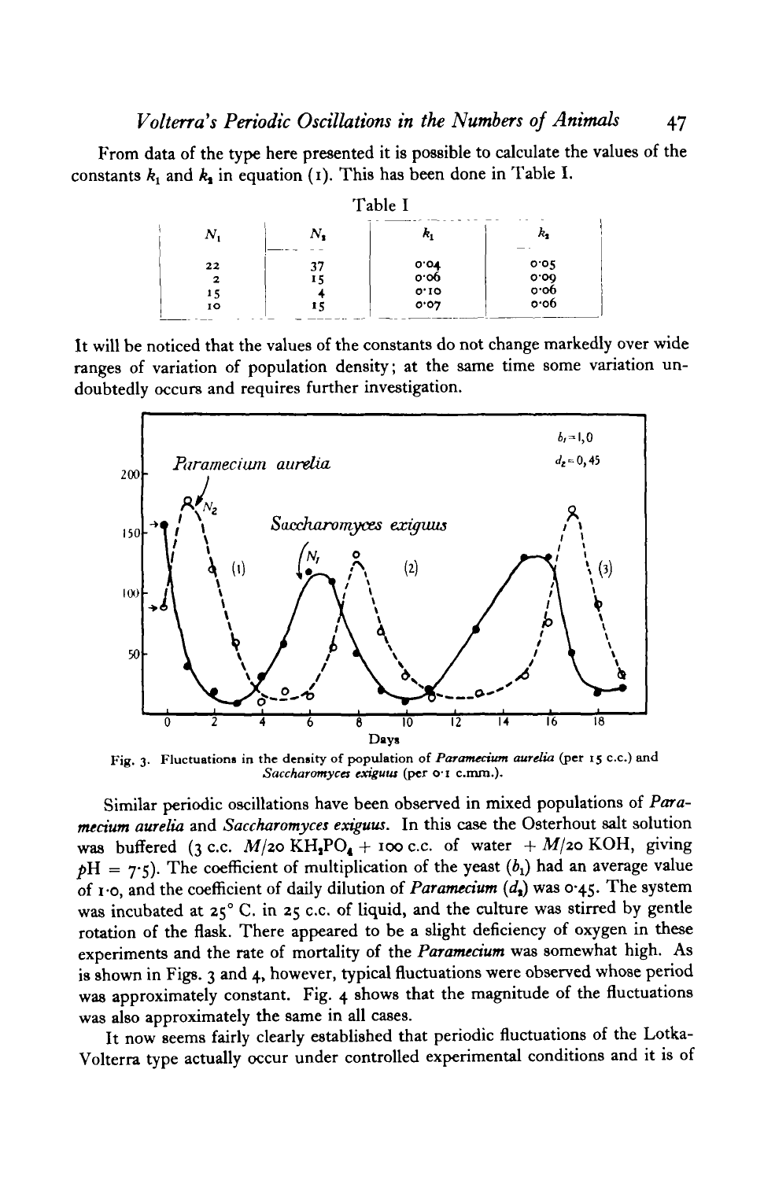From data of the type here presented it is possible to calculate the values of the constants $k_1$ and $k_2$ in equation (1). This has been done in Table I.

Table I

| $N_1$ | $N_2$ | $k_1$ | $k_2$ |
|---|---|---|---|
| 22 | 37 | 0·04 | 0·05 |
| 2 | 15 | 0·06 | 0·09 |
| 15 | 4 | 0·10 | 0·06 |
| 10 | 15 | 0·07 | 0·06 |

It will be noticed that the values of the constants do not change markedly over wide ranges of variation of population density; at the same time some variation undoubtedly occurs and requires further investigation.

Fig. 3. Fluctuations in the density of population of *Paramecium aurelia* (per 15 c.c.) and *Saccharomyces exiguus* (per 0·1 c.mm.).

Similar periodic oscillations have been observed in mixed populations of *Paramecium aurelia* and *Saccharomyces exiguus*. In this case the Osterhout salt solution was buffered (3 c.c. $M/20$ $KH_2PO_4$ + 100 c.c. of water + $M/20$ KOH, giving pH = 7·5). The coefficient of multiplication of the yeast ($b_1$) had an average value of 1·0, and the coefficient of daily dilution of *Paramecium* ($d_2$) was 0·45. The system was incubated at 25° C. in 25 c.c. of liquid, and the culture was stirred by gentle rotation of the flask. There appeared to be a slight deficiency of oxygen in these experiments and the rate of mortality of the *Paramecium* was somewhat high. As is shown in Figs. 3 and 4, however, typical fluctuations were observed whose period was approximately constant. Fig. 4 shows that the magnitude of the fluctuations was also approximately the same in all cases.

It now seems fairly clearly established that periodic fluctuations of the Lotka-Volterra type actually occur under controlled experimental conditions and it is of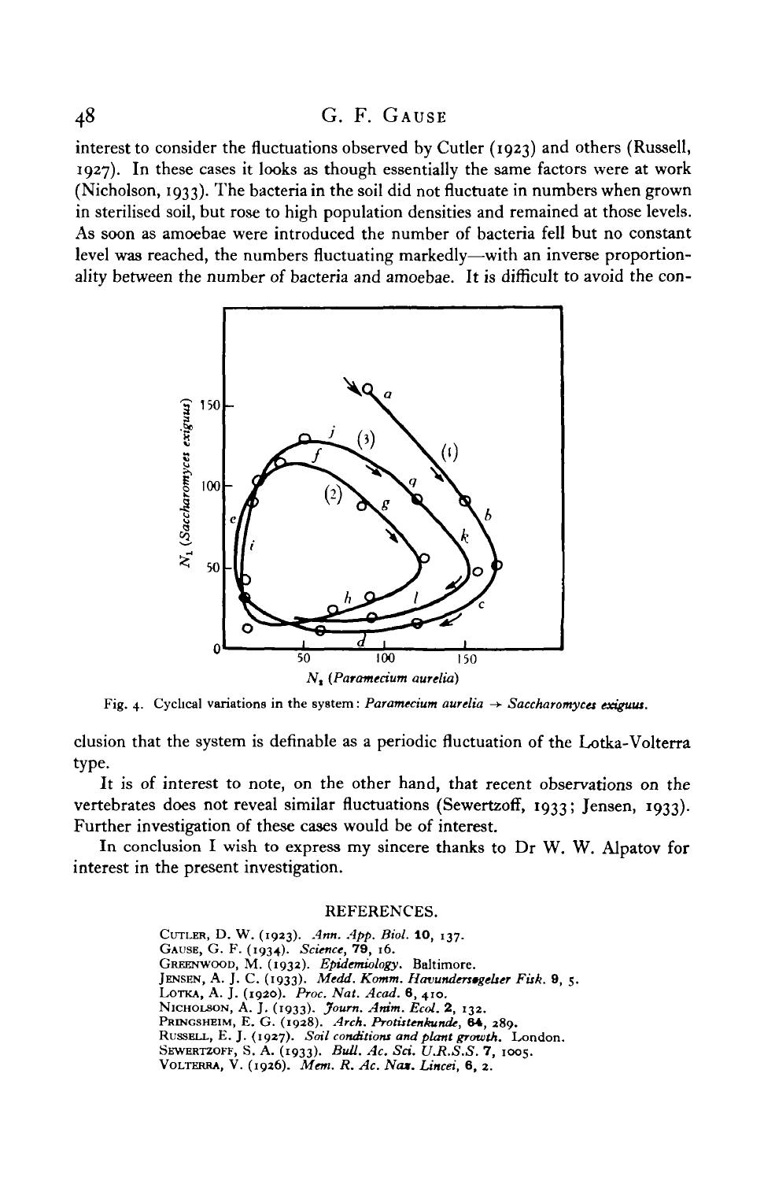interest to consider the fluctuations observed by Cutler (1923) and others (Russell, 1927). In these cases it looks as though essentially the same factors were at work (Nicholson, 1933). The bacteria in the soil did not fluctuate in numbers when grown in sterilised soil, but rose to high population densities and remained at those levels. As soon as amoebae were introduced the number of bacteria fell but no constant level was reached, the numbers fluctuating markedly—with an inverse proportionality between the number of bacteria and amoebae. It is difficult to avoid the conclusion that the system is definable as a periodic fluctuation of the Lotka-Volterra type.

$N_1$ (*Saccharomyces exiguus*)

150
100
50
0

50
100
150

$N_2$ (*Paramecium aurelia*)

a
b
c
d
e
f
g
h
i
j
k
l
q
(1)
(2)
(3)

Fig. 4. Cyclical variations in the system: *Paramecium aurelia* → *Saccharomyces exiguus*.

It is of interest to note, on the other hand, that recent observations on the vertebrates does not reveal similar fluctuations (Sewertzoff, 1933; Jensen, 1933). Further investigation of these cases would be of interest.

In conclusion I wish to express my sincere thanks to Dr W. W. Alpatov for interest in the present investigation.

## REFERENCES.

CUTLER, D. W. (1923). *Ann. App. Biol.* **10**, 137.
GAUSE, G. F. (1934). *Science*, **79**, 16.
GREENWOOD, M. (1932). *Epidemiology*. Baltimore.
JENSEN, A. J. C. (1933). *Medd. Komm. Havundersøgelser Fisk.* **9**, 5.
LOTKA, A. J. (1920). *Proc. Nat. Acad.* **6**, 410.
NICHOLSON, A. J. (1933). *Journ. Anim. Ecol.* **2**, 132.
PRINGSHEIM, E. G. (1928). *Arch. Protistenkunde*, **64**, 289.
RUSSELL, E. J. (1927). *Soil conditions and plant growth.* London.
SEWERTZOFF, S. A. (1933). *Bull. Ac. Sci. U.R.S.S.* **7**, 1005.
VOLTERRA, V. (1926). *Mem. R. Ac. Naz. Lincei*, **6**, 2.